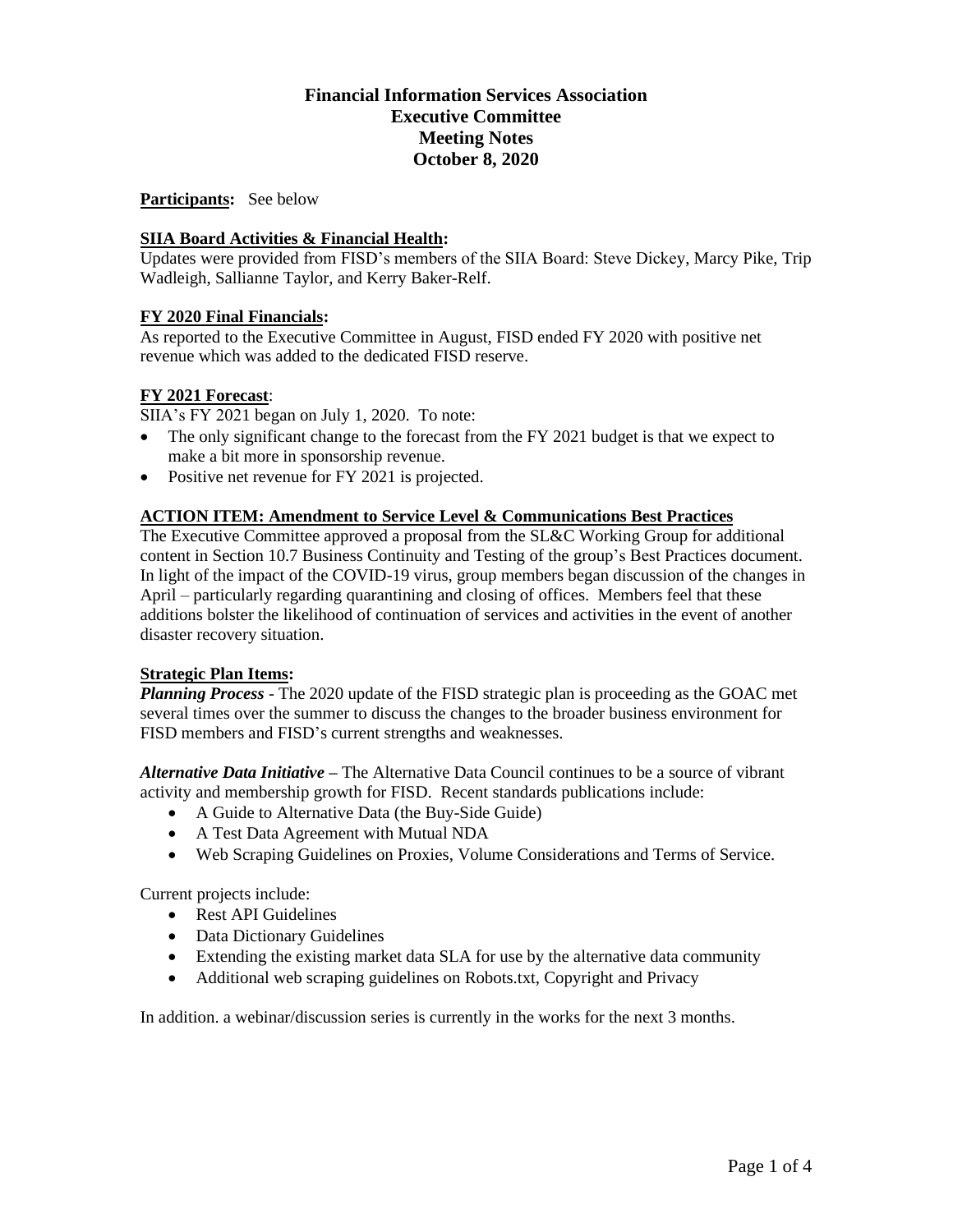# Financial Information Services Association
## Executive Committee
## Meeting Notes
## October 8, 2020

**Participants:** See below

**SIIA Board Activities & Financial Health:**

Updates were provided from FISD's members of the SIIA Board: Steve Dickey, Marcy Pike, Trip Wadleigh, Sallianne Taylor, and Kerry Baker-Relf.

**FY 2020 Final Financials:**

As reported to the Executive Committee in August, FISD ended FY 2020 with positive net revenue which was added to the dedicated FISD reserve.

**FY 2021 Forecast:**

SIIA's FY 2021 began on July 1, 2020. To note:

- The only significant change to the forecast from the FY 2021 budget is that we expect to make a bit more in sponsorship revenue.
- Positive net revenue for FY 2021 is projected.

**ACTION ITEM: Amendment to Service Level & Communications Best Practices**

The Executive Committee approved a proposal from the SL&C Working Group for additional content in Section 10.7 Business Continuity and Testing of the group's Best Practices document. In light of the impact of the COVID-19 virus, group members began discussion of the changes in April – particularly regarding quarantining and closing of offices. Members feel that these additions bolster the likelihood of continuation of services and activities in the event of another disaster recovery situation.

**Strategic Plan Items:**

***Planning Process*** - The 2020 update of the FISD strategic plan is proceeding as the GOAC met several times over the summer to discuss the changes to the broader business environment for FISD members and FISD's current strengths and weaknesses.

***Alternative Data Initiative*** – The Alternative Data Council continues to be a source of vibrant activity and membership growth for FISD. Recent standards publications include:

- A Guide to Alternative Data (the Buy-Side Guide)
- A Test Data Agreement with Mutual NDA
- Web Scraping Guidelines on Proxies, Volume Considerations and Terms of Service.

Current projects include:

- Rest API Guidelines
- Data Dictionary Guidelines
- Extending the existing market data SLA for use by the alternative data community
- Additional web scraping guidelines on Robots.txt, Copyright and Privacy

In addition. a webinar/discussion series is currently in the works for the next 3 months.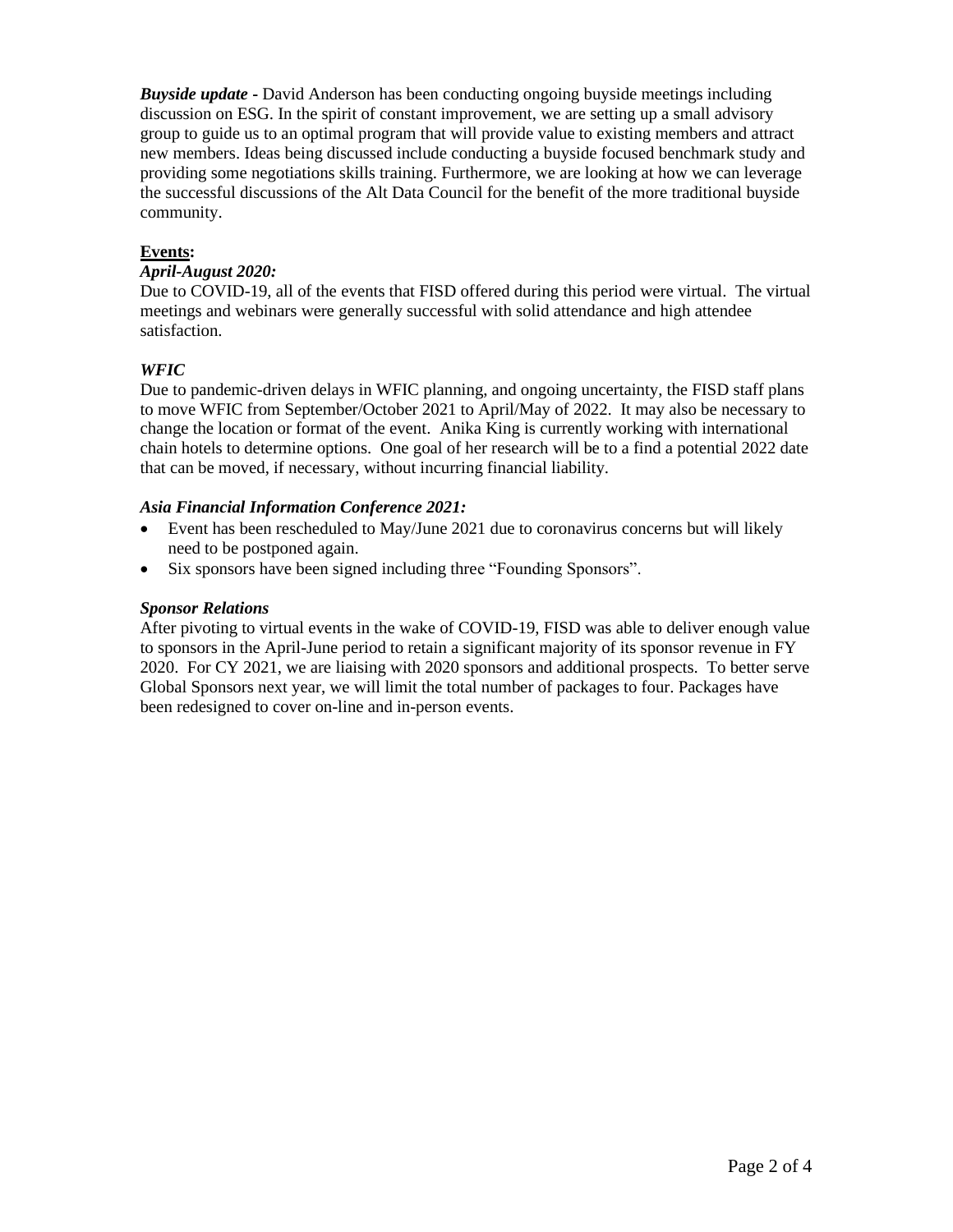***Buyside update*** - David Anderson has been conducting ongoing buyside meetings including discussion on ESG. In the spirit of constant improvement, we are setting up a small advisory group to guide us to an optimal program that will provide value to existing members and attract new members. Ideas being discussed include conducting a buyside focused benchmark study and providing some negotiations skills training. Furthermore, we are looking at how we can leverage the successful discussions of the Alt Data Council for the benefit of the more traditional buyside community.

**Events:**

***April-August 2020:***

Due to COVID-19, all of the events that FISD offered during this period were virtual. The virtual meetings and webinars were generally successful with solid attendance and high attendee satisfaction.

***WFIC***

Due to pandemic-driven delays in WFIC planning, and ongoing uncertainty, the FISD staff plans to move WFIC from September/October 2021 to April/May of 2022. It may also be necessary to change the location or format of the event. Anika King is currently working with international chain hotels to determine options. One goal of her research will be to a find a potential 2022 date that can be moved, if necessary, without incurring financial liability.

***Asia Financial Information Conference 2021:***

- Event has been rescheduled to May/June 2021 due to coronavirus concerns but will likely need to be postponed again.
- Six sponsors have been signed including three "Founding Sponsors".

***Sponsor Relations***

After pivoting to virtual events in the wake of COVID-19, FISD was able to deliver enough value to sponsors in the April-June period to retain a significant majority of its sponsor revenue in FY 2020. For CY 2021, we are liaising with 2020 sponsors and additional prospects. To better serve Global Sponsors next year, we will limit the total number of packages to four. Packages have been redesigned to cover on-line and in-person events.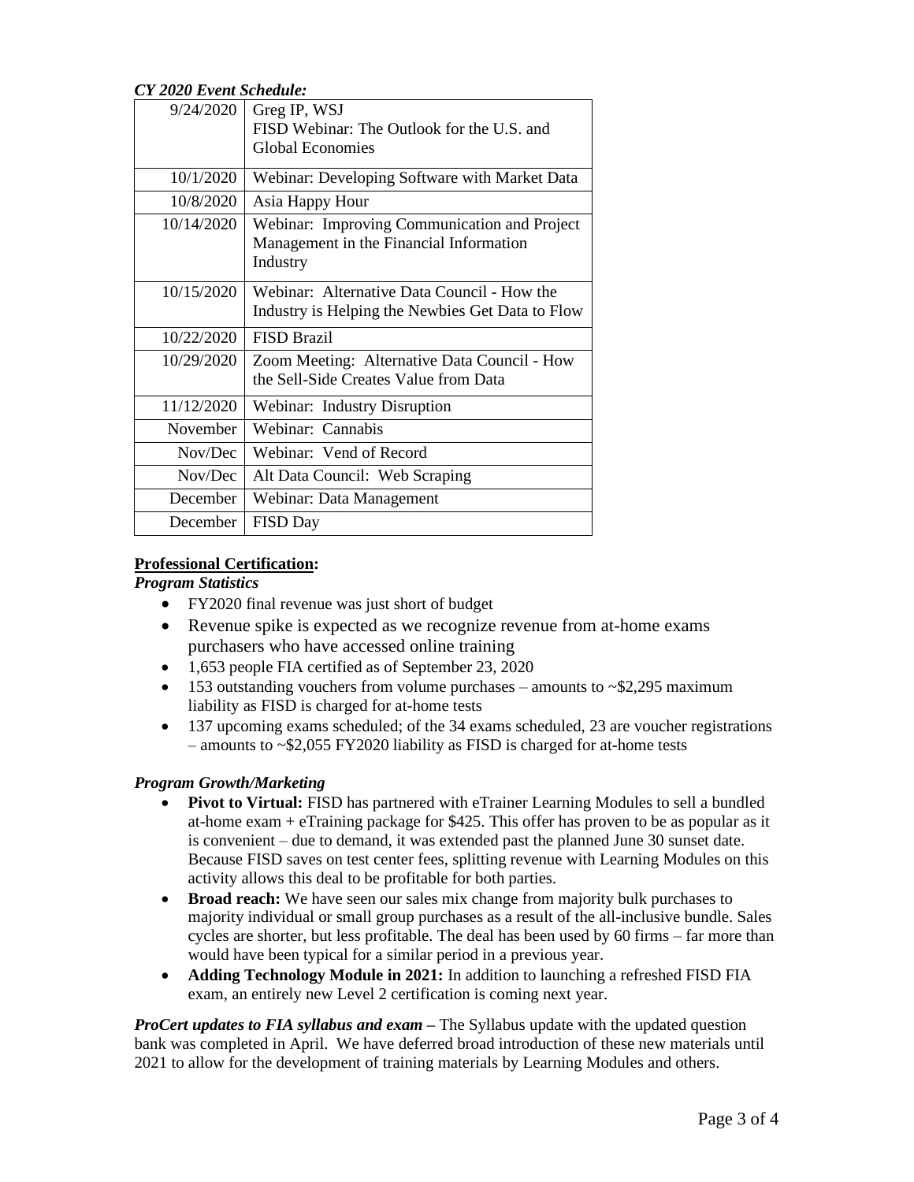***CY 2020 Event Schedule:***

| Date | Event |
|---|---|
| 9/24/2020 | Greg IP, WSJ<br>FISD Webinar: The Outlook for the U.S. and Global Economies |
| 10/1/2020 | Webinar: Developing Software with Market Data |
| 10/8/2020 | Asia Happy Hour |
| 10/14/2020 | Webinar: Improving Communication and Project Management in the Financial Information Industry |
| 10/15/2020 | Webinar: Alternative Data Council - How the Industry is Helping the Newbies Get Data to Flow |
| 10/22/2020 | FISD Brazil |
| 10/29/2020 | Zoom Meeting: Alternative Data Council - How the Sell-Side Creates Value from Data |
| 11/12/2020 | Webinar: Industry Disruption |
| November | Webinar: Cannabis |
| Nov/Dec | Webinar: Vend of Record |
| Nov/Dec | Alt Data Council: Web Scraping |
| December | Webinar: Data Management |
| December | FISD Day |

**Professional Certification:**

***Program Statistics***

- FY2020 final revenue was just short of budget
- Revenue spike is expected as we recognize revenue from at-home exams purchasers who have accessed online training
- 1,653 people FIA certified as of September 23, 2020
- 153 outstanding vouchers from volume purchases – amounts to ~$2,295 maximum liability as FISD is charged for at-home tests
- 137 upcoming exams scheduled; of the 34 exams scheduled, 23 are voucher registrations – amounts to ~$2,055 FY2020 liability as FISD is charged for at-home tests

***Program Growth/Marketing***

- **Pivot to Virtual:** FISD has partnered with eTrainer Learning Modules to sell a bundled at-home exam + eTraining package for $425. This offer has proven to be as popular as it is convenient – due to demand, it was extended past the planned June 30 sunset date. Because FISD saves on test center fees, splitting revenue with Learning Modules on this activity allows this deal to be profitable for both parties.
- **Broad reach:** We have seen our sales mix change from majority bulk purchases to majority individual or small group purchases as a result of the all-inclusive bundle. Sales cycles are shorter, but less profitable. The deal has been used by 60 firms – far more than would have been typical for a similar period in a previous year.
- **Adding Technology Module in 2021:** In addition to launching a refreshed FISD FIA exam, an entirely new Level 2 certification is coming next year.

***ProCert updates to FIA syllabus and exam –*** The Syllabus update with the updated question bank was completed in April. We have deferred broad introduction of these new materials until 2021 to allow for the development of training materials by Learning Modules and others.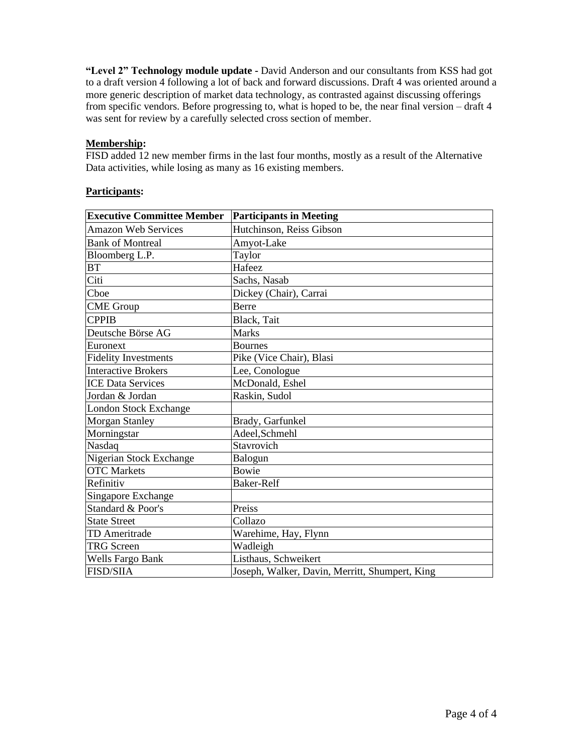**"Level 2" Technology module update -** David Anderson and our consultants from KSS had got to a draft version 4 following a lot of back and forward discussions. Draft 4 was oriented around a more generic description of market data technology, as contrasted against discussing offerings from specific vendors. Before progressing to, what is hoped to be, the near final version – draft 4 was sent for review by a carefully selected cross section of member.

**Membership:**
FISD added 12 new member firms in the last four months, mostly as a result of the Alternative Data activities, while losing as many as 16 existing members.

**Participants:**

| Executive Committee Member | Participants in Meeting |
|---|---|
| Amazon Web Services | Hutchinson, Reiss Gibson |
| Bank of Montreal | Amyot-Lake |
| Bloomberg L.P. | Taylor |
| BT | Hafeez |
| Citi | Sachs, Nasab |
| Cboe | Dickey (Chair), Carrai |
| CME Group | Berre |
| CPPIB | Black, Tait |
| Deutsche Börse AG | Marks |
| Euronext | Bournes |
| Fidelity Investments | Pike (Vice Chair), Blasi |
| Interactive Brokers | Lee, Conologue |
| ICE Data Services | McDonald, Eshel |
| Jordan & Jordan | Raskin, Sudol |
| London Stock Exchange | |
| Morgan Stanley | Brady, Garfunkel |
| Morningstar | Adeel,Schmehl |
| Nasdaq | Stavrovich |
| Nigerian Stock Exchange | Balogun |
| OTC Markets | Bowie |
| Refinitiv | Baker-Relf |
| Singapore Exchange | |
| Standard & Poor's | Preiss |
| State Street | Collazo |
| TD Ameritrade | Warehime, Hay, Flynn |
| TRG Screen | Wadleigh |
| Wells Fargo Bank | Listhaus, Schweikert |
| FISD/SIIA | Joseph, Walker, Davin, Merritt, Shumpert, King |